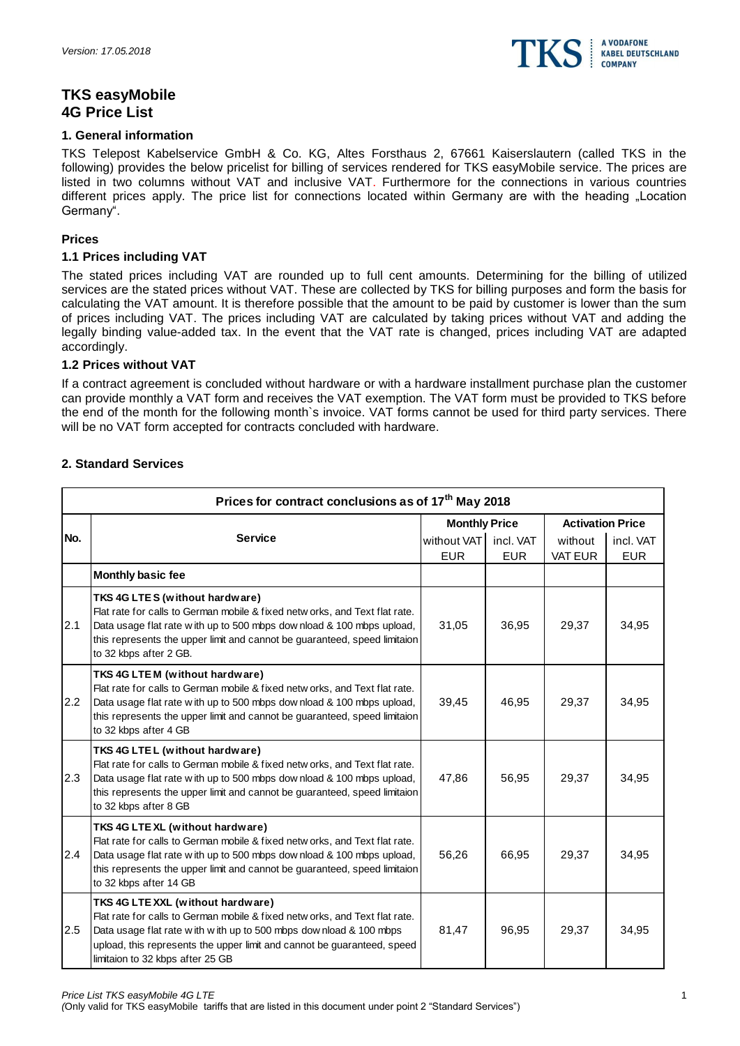*Version: 17.05.2018*

# TKS easyMobile
# 4G Price List

## 1. General information

TKS Telepost Kabelservice GmbH & Co. KG, Altes Forsthaus 2, 67661 Kaiserslautern (called TKS in the following) provides the below pricelist for billing of services rendered for TKS easyMobile service. The prices are listed in two columns without VAT and inclusive VAT. Furthermore for the connections in various countries different prices apply. The price list for connections located within Germany are with the heading „Location Germany".

### Prices

### 1.1 Prices including VAT

The stated prices including VAT are rounded up to full cent amounts. Determining for the billing of utilized services are the stated prices without VAT. These are collected by TKS for billing purposes and form the basis for calculating the VAT amount. It is therefore possible that the amount to be paid by customer is lower than the sum of prices including VAT. The prices including VAT are calculated by taking prices without VAT and adding the legally binding value-added tax. In the event that the VAT rate is changed, prices including VAT are adapted accordingly.

### 1.2 Prices without VAT

If a contract agreement is concluded without hardware or with a hardware installment purchase plan the customer can provide monthly a VAT form and receives the VAT exemption. The VAT form must be provided to TKS before the end of the month for the following month`s invoice. VAT forms cannot be used for third party services. There will be no VAT form accepted for contracts concluded with hardware.

## 2. Standard Services

| Prices for contract conclusions as of 17th May 2018 | | | | | |
|---|---|---|---|---|---|
| **No.** | **Service** | **Monthly Price** | | **Activation Price** | |
| | | without VAT EUR | incl. VAT EUR | without VAT EUR | incl. VAT EUR |
| | **Monthly basic fee** | | | | |
| 2.1 | **TKS 4G LTE S (without hardware)** Flat rate for calls to German mobile & fixed networks, and Text flat rate. Data usage flat rate with up to 500 mbps download & 100 mbps upload, this represents the upper limit and cannot be guaranteed, speed limitaion to 32 kbps after 2 GB. | 31,05 | 36,95 | 29,37 | 34,95 |
| 2.2 | **TKS 4G LTE M (without hardware)** Flat rate for calls to German mobile & fixed networks, and Text flat rate. Data usage flat rate with up to 500 mbps download & 100 mbps upload, this represents the upper limit and cannot be guaranteed, speed limitaion to 32 kbps after 4 GB | 39,45 | 46,95 | 29,37 | 34,95 |
| 2.3 | **TKS 4G LTE L (without hardware)** Flat rate for calls to German mobile & fixed networks, and Text flat rate. Data usage flat rate with up to 500 mbps download & 100 mbps upload, this represents the upper limit and cannot be guaranteed, speed limitaion to 32 kbps after 8 GB | 47,86 | 56,95 | 29,37 | 34,95 |
| 2.4 | **TKS 4G LTE XL (without hardware)** Flat rate for calls to German mobile & fixed networks, and Text flat rate. Data usage flat rate with up to 500 mbps download & 100 mbps upload, this represents the upper limit and cannot be guaranteed, speed limitaion to 32 kbps after 14 GB | 56,26 | 66,95 | 29,37 | 34,95 |
| 2.5 | **TKS 4G LTE XXL (without hardware)** Flat rate for calls to German mobile & fixed networks, and Text flat rate. Data usage flat rate with with up to 500 mbps download & 100 mbps upload, this represents the upper limit and cannot be guaranteed, speed limitaion to 32 kbps after 25 GB | 81,47 | 96,95 | 29,37 | 34,95 |

*Price List TKS easyMobile 4G LTE*
*(Only valid for TKS easyMobile tariffs that are listed in this document under point 2 "Standard Services")*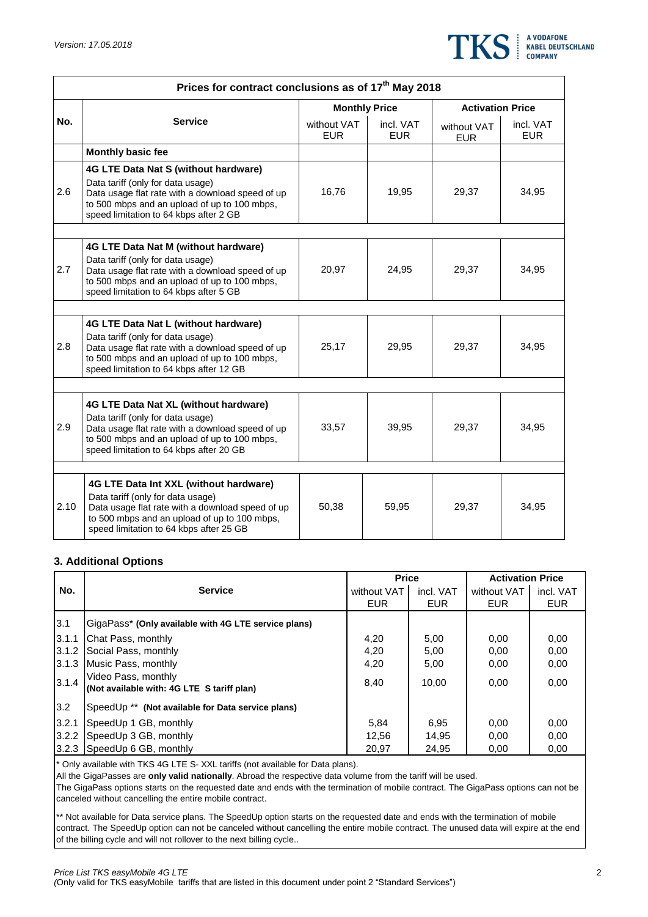| No. | Service | Monthly Price | | Activation Price | |
|---|---|---|---|---|---|
| | | without VAT EUR | incl. VAT EUR | without VAT EUR | incl. VAT EUR |
| | **Monthly basic fee** | | | | |
| 2.6 | **4G LTE Data Nat S (without hardware)** Data tariff (only for data usage) Data usage flat rate with a download speed of up to 500 mbps and an upload of up to 100 mbps, speed limitation to 64 kbps after 2 GB | 16,76 | 19,95 | 29,37 | 34,95 |
| 2.7 | **4G LTE Data Nat M (without hardware)** Data tariff (only for data usage) Data usage flat rate with a download speed of up to 500 mbps and an upload of up to 100 mbps, speed limitation to 64 kbps after 5 GB | 20,97 | 24,95 | 29,37 | 34,95 |
| 2.8 | **4G LTE Data Nat L (without hardware)** Data tariff (only for data usage) Data usage flat rate with a download speed of up to 500 mbps and an upload of up to 100 mbps, speed limitation to 64 kbps after 12 GB | 25,17 | 29,95 | 29,37 | 34,95 |
| 2.9 | **4G LTE Data Nat XL (without hardware)** Data tariff (only for data usage) Data usage flat rate with a download speed of up to 500 mbps and an upload of up to 100 mbps, speed limitation to 64 kbps after 20 GB | 33,57 | 39,95 | 29,37 | 34,95 |
| 2.10 | **4G LTE Data Int XXL (without hardware)** Data tariff (only for data usage) Data usage flat rate with a download speed of up to 500 mbps and an upload of up to 100 mbps, speed limitation to 64 kbps after 25 GB | 50,38 | 59,95 | 29,37 | 34,95 |

## 3. Additional Options

| No. | Service | Price | | Activation Price | |
|---|---|---|---|---|---|
| | | without VAT EUR | incl. VAT EUR | without VAT EUR | incl. VAT EUR |
| 3.1 | GigaPass* **(Only available with 4G LTE service plans)** | | | | |
| 3.1.1 | Chat Pass, monthly | 4,20 | 5,00 | 0,00 | 0,00 |
| 3.1.2 | Social Pass, monthly | 4,20 | 5,00 | 0,00 | 0,00 |
| 3.1.3 | Music Pass, monthly | 4,20 | 5,00 | 0,00 | 0,00 |
| 3.1.4 | Video Pass, monthly **(Not available with: 4G LTE S tariff plan)** | 8,40 | 10,00 | 0,00 | 0,00 |
| 3.2 | SpeedUp ** **(Not available for Data service plans)** | | | | |
| 3.2.1 | SpeedUp 1 GB, monthly | 5,84 | 6,95 | 0,00 | 0,00 |
| 3.2.2 | SpeedUp 3 GB, monthly | 12,56 | 14,95 | 0,00 | 0,00 |
| 3.2.3 | SpeedUp 6 GB, monthly | 20,97 | 24,95 | 0,00 | 0,00 |

\* Only available with TKS 4G LTE S- XXL tariffs (not available for Data plans).
All the GigaPasses are **only valid nationally**. Abroad the respective data volume from the tariff will be used.
The GigaPass options starts on the requested date and ends with the termination of mobile contract. The GigaPass options can not be canceled without cancelling the entire mobile contract.

** Not available for Data service plans. The SpeedUp option starts on the requested date and ends with the termination of mobile contract. The SpeedUp option can not be canceled without cancelling the entire mobile contract. The unused data will expire at the end of the billing cycle and will not rollover to the next billing cycle..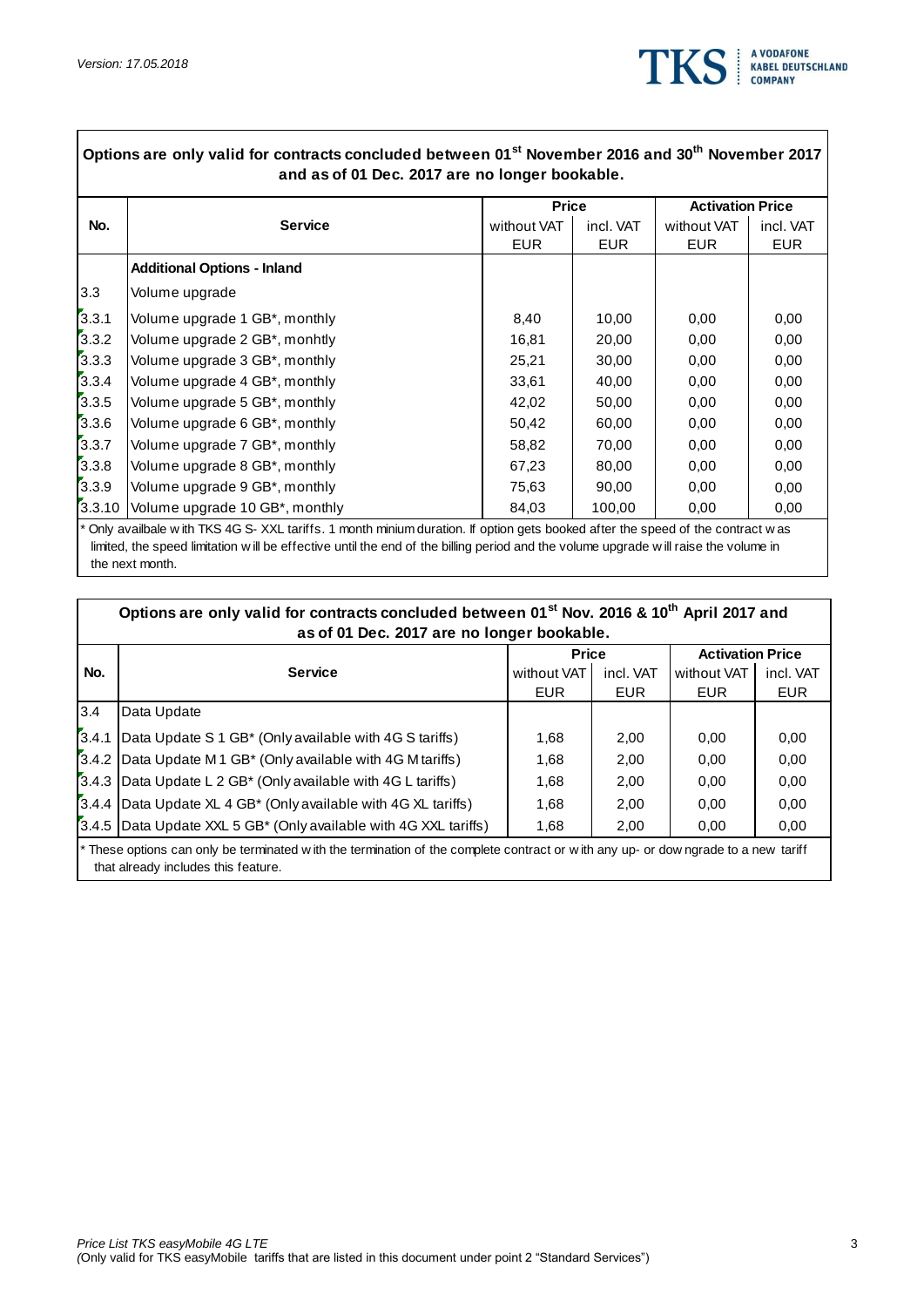Version: 17.05.2018

**Options are only valid for contracts concluded between 01st November 2016 and 30th November 2017 and as of 01 Dec. 2017 are no longer bookable.**

| No. | Service | Price | | Activation Price | |
|---|---|---|---|---|---|
| | | without VAT EUR | incl. VAT EUR | without VAT EUR | incl. VAT EUR |
| | **Additional Options - Inland** | | | | |
| 3.3 | Volume upgrade | | | | |
| 3.3.1 | Volume upgrade 1 GB*, monthly | 8,40 | 10,00 | 0,00 | 0,00 |
| 3.3.2 | Volume upgrade 2 GB*, monhtly | 16,81 | 20,00 | 0,00 | 0,00 |
| 3.3.3 | Volume upgrade 3 GB*, monthly | 25,21 | 30,00 | 0,00 | 0,00 |
| 3.3.4 | Volume upgrade 4 GB*, monthly | 33,61 | 40,00 | 0,00 | 0,00 |
| 3.3.5 | Volume upgrade 5 GB*, monthly | 42,02 | 50,00 | 0,00 | 0,00 |
| 3.3.6 | Volume upgrade 6 GB*, monthly | 50,42 | 60,00 | 0,00 | 0,00 |
| 3.3.7 | Volume upgrade 7 GB*, monthly | 58,82 | 70,00 | 0,00 | 0,00 |
| 3.3.8 | Volume upgrade 8 GB*, monthly | 67,23 | 80,00 | 0,00 | 0,00 |
| 3.3.9 | Volume upgrade 9 GB*, monthly | 75,63 | 90,00 | 0,00 | 0,00 |
| 3.3.10 | Volume upgrade 10 GB*, monthly | 84,03 | 100,00 | 0,00 | 0,00 |

\* Only availbale with TKS 4G S- XXL tariffs. 1 month minium duration. If option gets booked after the speed of the contract was limited, the speed limitation will be effective until the end of the billing period and the volume upgrade will raise the volume in the next month.

**Options are only valid for contracts concluded between 01st Nov. 2016 & 10th April 2017 and as of 01 Dec. 2017 are no longer bookable.**

| No. | Service | Price | | Activation Price | |
|---|---|---|---|---|---|
| | | without VAT EUR | incl. VAT EUR | without VAT EUR | incl. VAT EUR |
| 3.4 | Data Update | | | | |
| 3.4.1 | Data Update S 1 GB* (Only available with 4G S tariffs) | 1,68 | 2,00 | 0,00 | 0,00 |
| 3.4.2 | Data Update M 1 GB* (Only available with 4G M tariffs) | 1,68 | 2,00 | 0,00 | 0,00 |
| 3.4.3 | Data Update L 2 GB* (Only available with 4G L tariffs) | 1,68 | 2,00 | 0,00 | 0,00 |
| 3.4.4 | Data Update XL 4 GB* (Only available with 4G XL tariffs) | 1,68 | 2,00 | 0,00 | 0,00 |
| 3.4.5 | Data Update XXL 5 GB* (Only available with 4G XXL tariffs) | 1,68 | 2,00 | 0,00 | 0,00 |

\* These options can only be terminated with the termination of the complete contract or with any up- or downgrade to a new tariff that already includes this feature.

*Price List TKS easyMobile 4G LTE*
*(Only valid for TKS easyMobile tariffs that are listed in this document under point 2 "Standard Services")*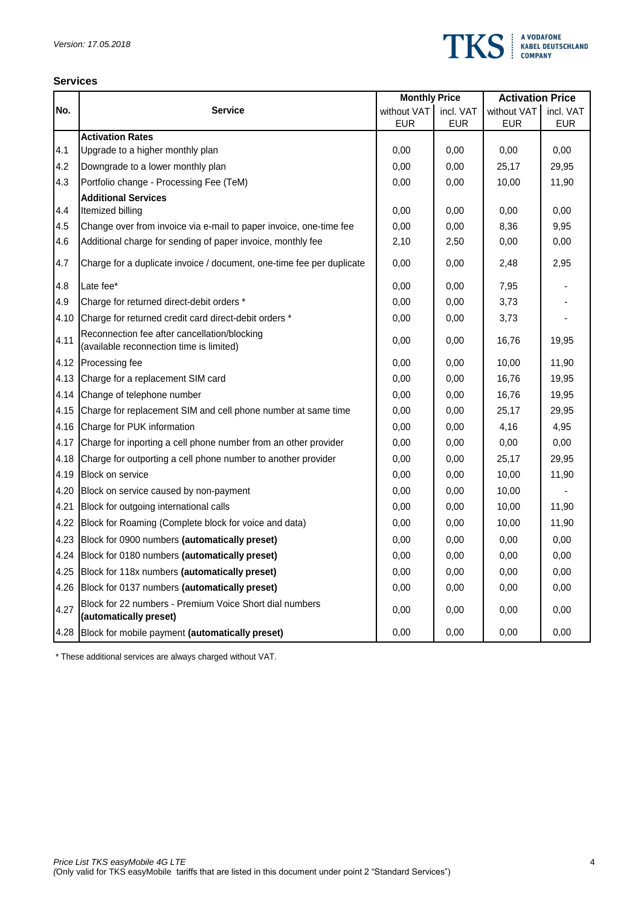## Services

| No. | Service | Monthly Price | | Activation Price | |
|---|---|---|---|---|---|
| | | without VAT EUR | incl. VAT EUR | without VAT EUR | incl. VAT EUR |
| | **Activation Rates** | | | | |
| 4.1 | Upgrade to a higher monthly plan | 0,00 | 0,00 | 0,00 | 0,00 |
| 4.2 | Downgrade to a lower monthly plan | 0,00 | 0,00 | 25,17 | 29,95 |
| 4.3 | Portfolio change - Processing Fee (TeM) | 0,00 | 0,00 | 10,00 | 11,90 |
| | **Additional Services** | | | | |
| 4.4 | Itemized billing | 0,00 | 0,00 | 0,00 | 0,00 |
| 4.5 | Change over from invoice via e-mail to paper invoice, one-time fee | 0,00 | 0,00 | 8,36 | 9,95 |
| 4.6 | Additional charge for sending of paper invoice, monthly fee | 2,10 | 2,50 | 0,00 | 0,00 |
| 4.7 | Charge for a duplicate invoice / document, one-time fee per duplicate | 0,00 | 0,00 | 2,48 | 2,95 |
| 4.8 | Late fee* | 0,00 | 0,00 | 7,95 | - |
| 4.9 | Charge for returned direct-debit orders * | 0,00 | 0,00 | 3,73 | - |
| 4.10 | Charge for returned credit card direct-debit orders * | 0,00 | 0,00 | 3,73 | - |
| 4.11 | Reconnection fee after cancellation/blocking (available reconnection time is limited) | 0,00 | 0,00 | 16,76 | 19,95 |
| 4.12 | Processing fee | 0,00 | 0,00 | 10,00 | 11,90 |
| 4.13 | Charge for a replacement SIM card | 0,00 | 0,00 | 16,76 | 19,95 |
| 4.14 | Change of telephone number | 0,00 | 0,00 | 16,76 | 19,95 |
| 4.15 | Charge for replacement SIM and cell phone number at same time | 0,00 | 0,00 | 25,17 | 29,95 |
| 4.16 | Charge for PUK information | 0,00 | 0,00 | 4,16 | 4,95 |
| 4.17 | Charge for inporting a cell phone number from an other provider | 0,00 | 0,00 | 0,00 | 0,00 |
| 4.18 | Charge for outporting a cell phone number to another provider | 0,00 | 0,00 | 25,17 | 29,95 |
| 4.19 | Block on service | 0,00 | 0,00 | 10,00 | 11,90 |
| 4.20 | Block on service caused by non-payment | 0,00 | 0,00 | 10,00 | - |
| 4.21 | Block for outgoing international calls | 0,00 | 0,00 | 10,00 | 11,90 |
| 4.22 | Block for Roaming (Complete block for voice and data) | 0,00 | 0,00 | 10,00 | 11,90 |
| 4.23 | Block for 0900 numbers **(automatically preset)** | 0,00 | 0,00 | 0,00 | 0,00 |
| 4.24 | Block for 0180 numbers **(automatically preset)** | 0,00 | 0,00 | 0,00 | 0,00 |
| 4.25 | Block for 118x numbers **(automatically preset)** | 0,00 | 0,00 | 0,00 | 0,00 |
| 4.26 | Block for 0137 numbers **(automatically preset)** | 0,00 | 0,00 | 0,00 | 0,00 |
| 4.27 | Block for 22 numbers - Premium Voice Short dial numbers **(automatically preset)** | 0,00 | 0,00 | 0,00 | 0,00 |
| 4.28 | Block for mobile payment **(automatically preset)** | 0,00 | 0,00 | 0,00 | 0,00 |

* These additional services are always charged without VAT.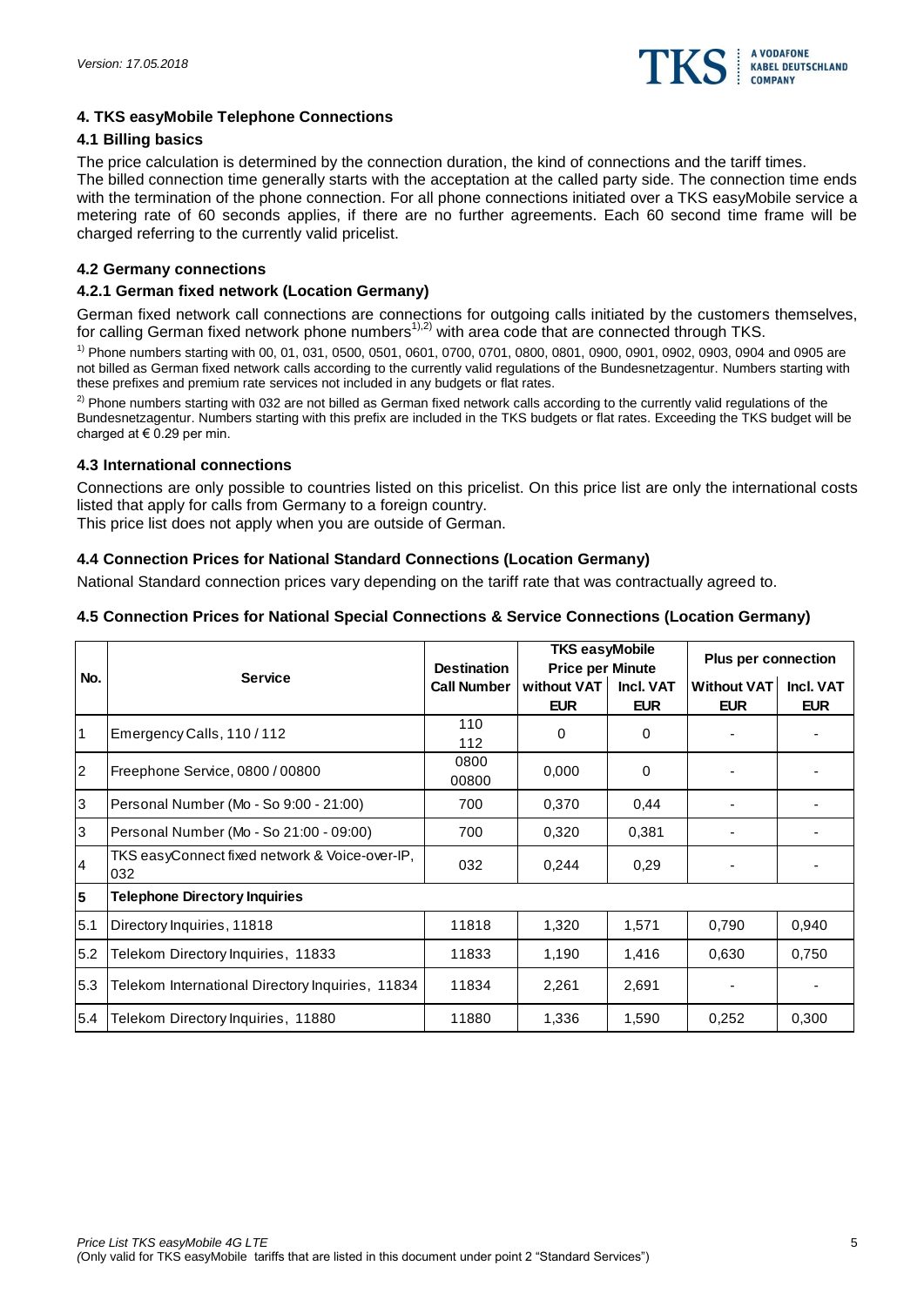## 4. TKS easyMobile Telephone Connections

### 4.1 Billing basics

The price calculation is determined by the connection duration, the kind of connections and the tariff times. The billed connection time generally starts with the acceptance at the called party side. The connection time ends with the termination of the phone connection. For all phone connections initiated over a TKS easyMobile service a metering rate of 60 seconds applies, if there are no further agreements. Each 60 second time frame will be charged referring to the currently valid pricelist.

### 4.2 Germany connections

#### 4.2.1 German fixed network (Location Germany)

German fixed network call connections are connections for outgoing calls initiated by the customers themselves, for calling German fixed network phone numbers[1),2)] with area code that are connected through TKS.

[1)] Phone numbers starting with 00, 01, 031, 0500, 0501, 0601, 0700, 0701, 0800, 0801, 0900, 0901, 0902, 0903, 0904 and 0905 are not billed as German fixed network calls according to the currently valid regulations of the Bundesnetzagentur. Numbers starting with these prefixes and premium rate services not included in any budgets or flat rates.

[2)] Phone numbers starting with 032 are not billed as German fixed network calls according to the currently valid regulations of the Bundesnetzagentur. Numbers starting with this prefix are included in the TKS budgets or flat rates. Exceeding the TKS budget will be charged at € 0.29 per min.

### 4.3 International connections

Connections are only possible to countries listed on this pricelist. On this price list are only the international costs listed that apply for calls from Germany to a foreign country.

This price list does not apply when you are outside of German.

### 4.4 Connection Prices for National Standard Connections (Location Germany)

National Standard connection prices vary depending on the tariff rate that was contractually agreed to.

### 4.5 Connection Prices for National Special Connections & Service Connections (Location Germany)

| No. | Service | Destination Call Number | TKS easyMobile Price per Minute without VAT EUR | Incl. VAT EUR | Plus per connection Without VAT EUR | Incl. VAT EUR |
|---|---|---|---|---|---|---|
| 1 | Emergency Calls, 110 / 112 | 110<br>112 | 0 | 0 | - | - |
| 2 | Freephone Service, 0800 / 00800 | 0800<br>00800 | 0,000 | 0 | - | - |
| 3 | Personal Number (Mo - So 9:00 - 21:00) | 700 | 0,370 | 0,44 | - | - |
| 3 | Personal Number (Mo - So 21:00 - 09:00) | 700 | 0,320 | 0,381 | - | - |
| 4 | TKS easyConnect fixed network & Voice-over-IP, 032 | 032 | 0,244 | 0,29 | - | - |
| **5** | **Telephone Directory Inquiries** | | | | | |
| 5.1 | Directory Inquiries, 11818 | 11818 | 1,320 | 1,571 | 0,790 | 0,940 |
| 5.2 | Telekom Directory Inquiries, 11833 | 11833 | 1,190 | 1,416 | 0,630 | 0,750 |
| 5.3 | Telekom International Directory Inquiries, 11834 | 11834 | 2,261 | 2,691 | - | - |
| 5.4 | Telekom Directory Inquiries, 11880 | 11880 | 1,336 | 1,590 | 0,252 | 0,300 |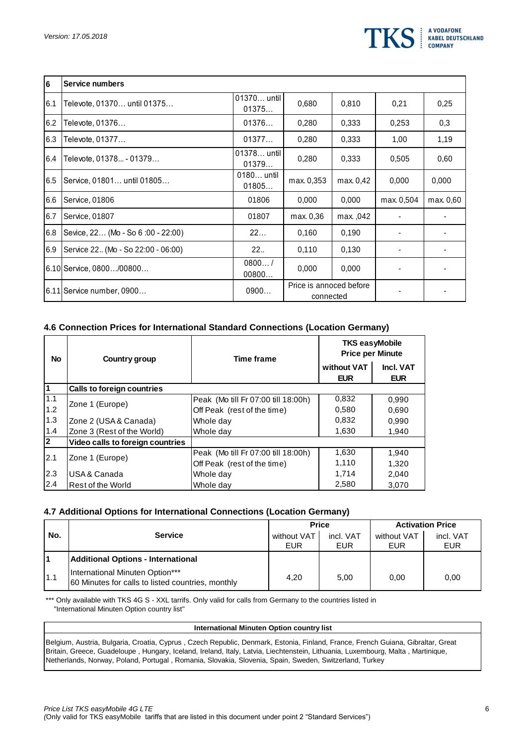| 6 | Service numbers | | | | | |
|---|---|---|---|---|---|---|
| 6.1 | Televote, 01370… until 01375… | 01370… until 01375… | 0,680 | 0,810 | 0,21 | 0,25 |
| 6.2 | Televote, 01376… | 01376… | 0,280 | 0,333 | 0,253 | 0,3 |
| 6.3 | Televote, 01377… | 01377… | 0,280 | 0,333 | 1,00 | 1,19 |
| 6.4 | Televote, 01378... - 01379… | 01378… until 01379… | 0,280 | 0,333 | 0,505 | 0,60 |
| 6.5 | Service, 01801… until 01805… | 0180… until 01805… | max. 0,353 | max. 0,42 | 0,000 | 0,000 |
| 6.6 | Service, 01806 | 01806 | 0,000 | 0,000 | max. 0,504 | max. 0,60 |
| 6.7 | Service, 01807 | 01807 | max. 0,36 | max. ,042 | - | - |
| 6.8 | Sevice, 22… (Mo - So 6 :00 - 22:00) | 22… | 0,160 | 0,190 | - | - |
| 6.9 | Service 22.. (Mo - So 22:00 - 06:00) | 22.. | 0,110 | 0,130 | - | - |
| 6.10 | Service, 0800…/00800… | 0800… / 00800… | 0,000 | 0,000 | - | - |
| 6.11 | Service number, 0900… | 0900… | Price is annoced before connected | | - | - |

### 4.6 Connection Prices for International Standard Connections (Location Germany)

| No | Country group | Time frame | TKS easyMobile Price per Minute | |
|---|---|---|---|---|
| | | | without VAT EUR | Incl. VAT EUR |
| **1** | **Calls to foreign countries** | | | |
| 1.1 | Zone 1 (Europe) | Peak (Mo till Fr 07:00 till 18:00h) | 0,832 | 0,990 |
| 1.2 | | Off Peak (rest of the time) | 0,580 | 0,690 |
| 1.3 | Zone 2 (USA & Canada) | Whole day | 0,832 | 0,990 |
| 1.4 | Zone 3 (Rest of the World) | Whole day | 1,630 | 1,940 |
| **2** | **Video calls to foreign countries** | | | |
| 2.1 | Zone 1 (Europe) | Peak (Mo till Fr 07:00 till 18:00h) | 1,630 | 1,940 |
| | | Off Peak (rest of the time) | 1,110 | 1,320 |
| 2.3 | USA & Canada | Whole day | 1,714 | 2,040 |
| 2.4 | Rest of the World | Whole day | 2,580 | 3,070 |

### 4.7 Additional Options for International Connections (Location Germany)

| No. | Service | Price | | Activation Price | |
|---|---|---|---|---|---|
| | | without VAT EUR | incl. VAT EUR | without VAT EUR | incl. VAT EUR |
| **1** | **Additional Options - International** | | | | |
| 1.1 | International Minuten Option***<br>60 Minutes for calls to listed countries, monthly | 4,20 | 5,00 | 0,00 | 0,00 |

*** Only available with TKS 4G S - XXL tarrifs. Only valid for calls from Germany to the countries listed in "International Minuten Option country list"

| International Minuten Option country list |
|---|
| Belgium, Austria, Bulgaria, Croatia, Cyprus , Czech Republic, Denmark, Estonia, Finland, France, French Guiana, Gibraltar, Great Britain, Greece, Guadeloupe , Hungary, Iceland, Ireland, Italy, Latvia, Liechtenstein, Lithuania, Luxembourg, Malta , Martinique, Netherlands, Norway, Poland, Portugal , Romania, Slovakia, Slovenia, Spain, Sweden, Switzerland, Turkey |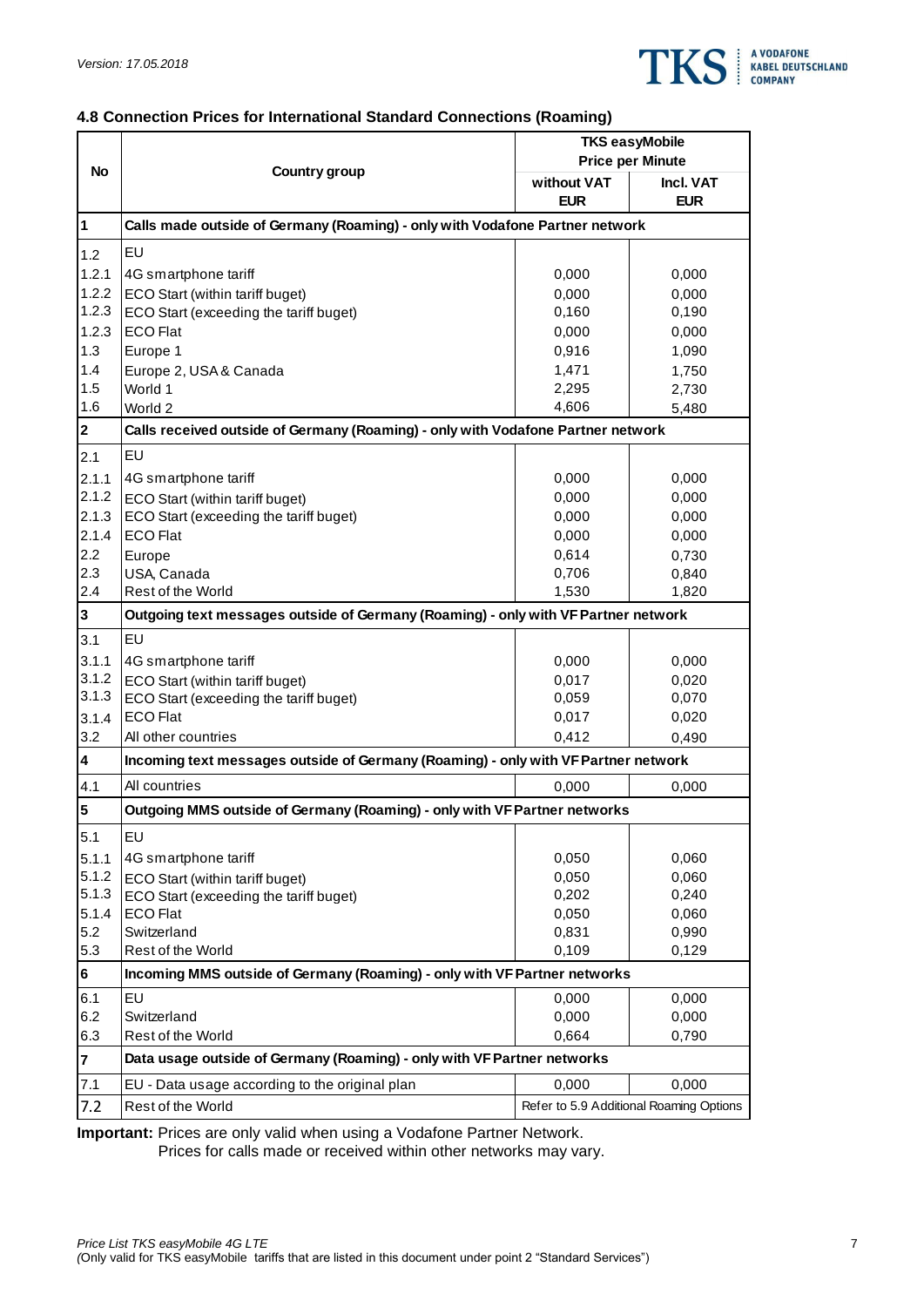## 4.8 Connection Prices for International Standard Connections (Roaming)

| No | Country group | TKS easyMobile Price per Minute | |
|---|---|---|---|
| | | without VAT EUR | Incl. VAT EUR |
| **1** | **Calls made outside of Germany (Roaming) - only with Vodafone Partner network** | | |
| 1.2 | EU | | |
| 1.2.1 | 4G smartphone tariff | 0,000 | 0,000 |
| 1.2.2 | ECO Start (within tariff buget) | 0,000 | 0,000 |
| 1.2.3 | ECO Start (exceeding the tariff buget) | 0,160 | 0,190 |
| 1.2.3 | ECO Flat | 0,000 | 0,000 |
| 1.3 | Europe 1 | 0,916 | 1,090 |
| 1.4 | Europe 2, USA & Canada | 1,471 | 1,750 |
| 1.5 | World 1 | 2,295 | 2,730 |
| 1.6 | World 2 | 4,606 | 5,480 |
| **2** | **Calls received outside of Germany (Roaming) - only with Vodafone Partner network** | | |
| 2.1 | EU | | |
| 2.1.1 | 4G smartphone tariff | 0,000 | 0,000 |
| 2.1.2 | ECO Start (within tariff buget) | 0,000 | 0,000 |
| 2.1.3 | ECO Start (exceeding the tariff buget) | 0,000 | 0,000 |
| 2.1.4 | ECO Flat | 0,000 | 0,000 |
| 2.2 | Europe | 0,614 | 0,730 |
| 2.3 | USA, Canada | 0,706 | 0,840 |
| 2.4 | Rest of the World | 1,530 | 1,820 |
| **3** | **Outgoing text messages outside of Germany (Roaming) - only with VF Partner network** | | |
| 3.1 | EU | | |
| 3.1.1 | 4G smartphone tariff | 0,000 | 0,000 |
| 3.1.2 | ECO Start (within tariff buget) | 0,017 | 0,020 |
| 3.1.3 | ECO Start (exceeding the tariff buget) | 0,059 | 0,070 |
| 3.1.4 | ECO Flat | 0,017 | 0,020 |
| 3.2 | All other countries | 0,412 | 0,490 |
| **4** | **Incoming text messages outside of Germany (Roaming) - only with VF Partner network** | | |
| 4.1 | All countries | 0,000 | 0,000 |
| **5** | **Outgoing MMS outside of Germany (Roaming) - only with VF Partner networks** | | |
| 5.1 | EU | | |
| 5.1.1 | 4G smartphone tariff | 0,050 | 0,060 |
| 5.1.2 | ECO Start (within tariff buget) | 0,050 | 0,060 |
| 5.1.3 | ECO Start (exceeding the tariff buget) | 0,202 | 0,240 |
| 5.1.4 | ECO Flat | 0,050 | 0,060 |
| 5.2 | Switzerland | 0,831 | 0,990 |
| 5.3 | Rest of the World | 0,109 | 0,129 |
| **6** | **Incoming MMS outside of Germany (Roaming) - only with VF Partner networks** | | |
| 6.1 | EU | 0,000 | 0,000 |
| 6.2 | Switzerland | 0,000 | 0,000 |
| 6.3 | Rest of the World | 0,664 | 0,790 |
| **7** | **Data usage outside of Germany (Roaming) - only with VF Partner networks** | | |
| 7.1 | EU - Data usage according to the original plan | 0,000 | 0,000 |
| 7.2 | Rest of the World | Refer to 5.9 Additional Roaming Options | |

**Important:** Prices are only valid when using a Vodafone Partner Network.
Prices for calls made or received within other networks may vary.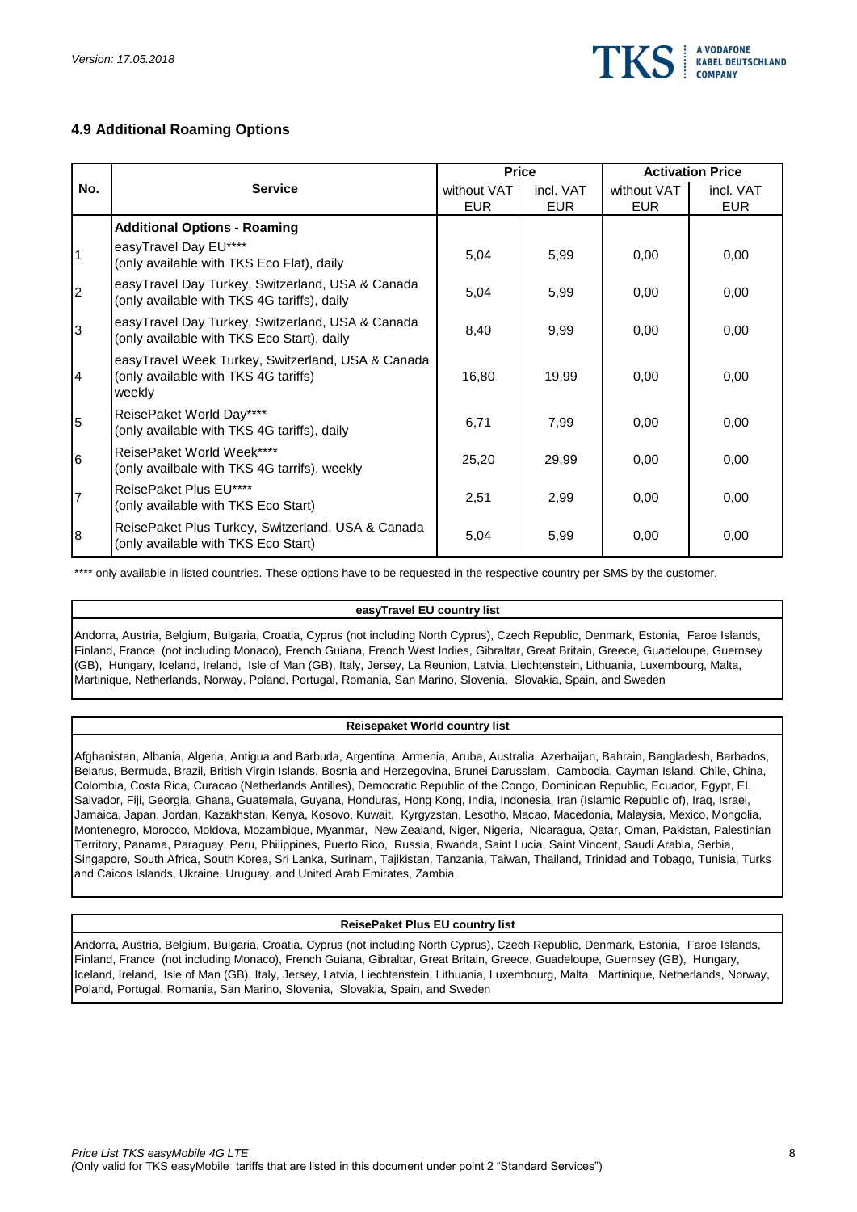## 4.9 Additional Roaming Options

| No. | Service | Price | | Activation Price | |
|---|---|---|---|---|---|
| | | without VAT EUR | incl. VAT EUR | without VAT EUR | incl. VAT EUR |
| | **Additional Options - Roaming** | | | | |
| 1 | easyTravel Day EU**** (only available with TKS Eco Flat), daily | 5,04 | 5,99 | 0,00 | 0,00 |
| 2 | easyTravel Day Turkey, Switzerland, USA & Canada (only available with TKS 4G tariffs), daily | 5,04 | 5,99 | 0,00 | 0,00 |
| 3 | easyTravel Day Turkey, Switzerland, USA & Canada (only available with TKS Eco Start), daily | 8,40 | 9,99 | 0,00 | 0,00 |
| 4 | easyTravel Week Turkey, Switzerland, USA & Canada (only available with TKS 4G tariffs) weekly | 16,80 | 19,99 | 0,00 | 0,00 |
| 5 | ReisePaket World Day**** (only available with TKS 4G tariffs), daily | 6,71 | 7,99 | 0,00 | 0,00 |
| 6 | ReisePaket World Week**** (only availbale with TKS 4G tarrifs), weekly | 25,20 | 29,99 | 0,00 | 0,00 |
| 7 | ReisePaket Plus EU**** (only available with TKS Eco Start) | 2,51 | 2,99 | 0,00 | 0,00 |
| 8 | ReisePaket Plus Turkey, Switzerland, USA & Canada (only available with TKS Eco Start) | 5,04 | 5,99 | 0,00 | 0,00 |

**** only available in listed countries. These options have to be requested in the respective country per SMS by the customer.

**easyTravel EU country list**

Andorra, Austria, Belgium, Bulgaria, Croatia, Cyprus (not including North Cyprus), Czech Republic, Denmark, Estonia, Faroe Islands, Finland, France (not including Monaco), French Guiana, French West Indies, Gibraltar, Great Britain, Greece, Guadeloupe, Guernsey (GB), Hungary, Iceland, Ireland, Isle of Man (GB), Italy, Jersey, La Reunion, Latvia, Liechtenstein, Lithuania, Luxembourg, Malta, Martinique, Netherlands, Norway, Poland, Portugal, Romania, San Marino, Slovenia, Slovakia, Spain, and Sweden

**Reisepaket World country list**

Afghanistan, Albania, Algeria, Antigua and Barbuda, Argentina, Armenia, Aruba, Australia, Azerbaijan, Bahrain, Bangladesh, Barbados, Belarus, Bermuda, Brazil, British Virgin Islands, Bosnia and Herzegovina, Brunei Darusslam, Cambodia, Cayman Island, Chile, China, Colombia, Costa Rica, Curacao (Netherlands Antilles), Democratic Republic of the Congo, Dominican Republic, Ecuador, Egypt, EL Salvador, Fiji, Georgia, Ghana, Guatemala, Guyana, Honduras, Hong Kong, India, Indonesia, Iran (Islamic Republic of), Iraq, Israel, Jamaica, Japan, Jordan, Kazakhstan, Kenya, Kosovo, Kuwait, Kyrgyzstan, Lesotho, Macao, Macedonia, Malaysia, Mexico, Mongolia, Montenegro, Morocco, Moldova, Mozambique, Myanmar, New Zealand, Niger, Nigeria, Nicaragua, Qatar, Oman, Pakistan, Palestinian Territory, Panama, Paraguay, Peru, Philippines, Puerto Rico, Russia, Rwanda, Saint Lucia, Saint Vincent, Saudi Arabia, Serbia, Singapore, South Africa, South Korea, Sri Lanka, Surinam, Tajikistan, Tanzania, Taiwan, Thailand, Trinidad and Tobago, Tunisia, Turks and Caicos Islands, Ukraine, Uruguay, and United Arab Emirates, Zambia

**ReisePaket Plus EU country list**

Andorra, Austria, Belgium, Bulgaria, Croatia, Cyprus (not including North Cyprus), Czech Republic, Denmark, Estonia, Faroe Islands, Finland, France (not including Monaco), French Guiana, Gibraltar, Great Britain, Greece, Guadeloupe, Guernsey (GB), Hungary, Iceland, Ireland, Isle of Man (GB), Italy, Jersey, Latvia, Liechtenstein, Lithuania, Luxembourg, Malta, Martinique, Netherlands, Norway, Poland, Portugal, Romania, San Marino, Slovenia, Slovakia, Spain, and Sweden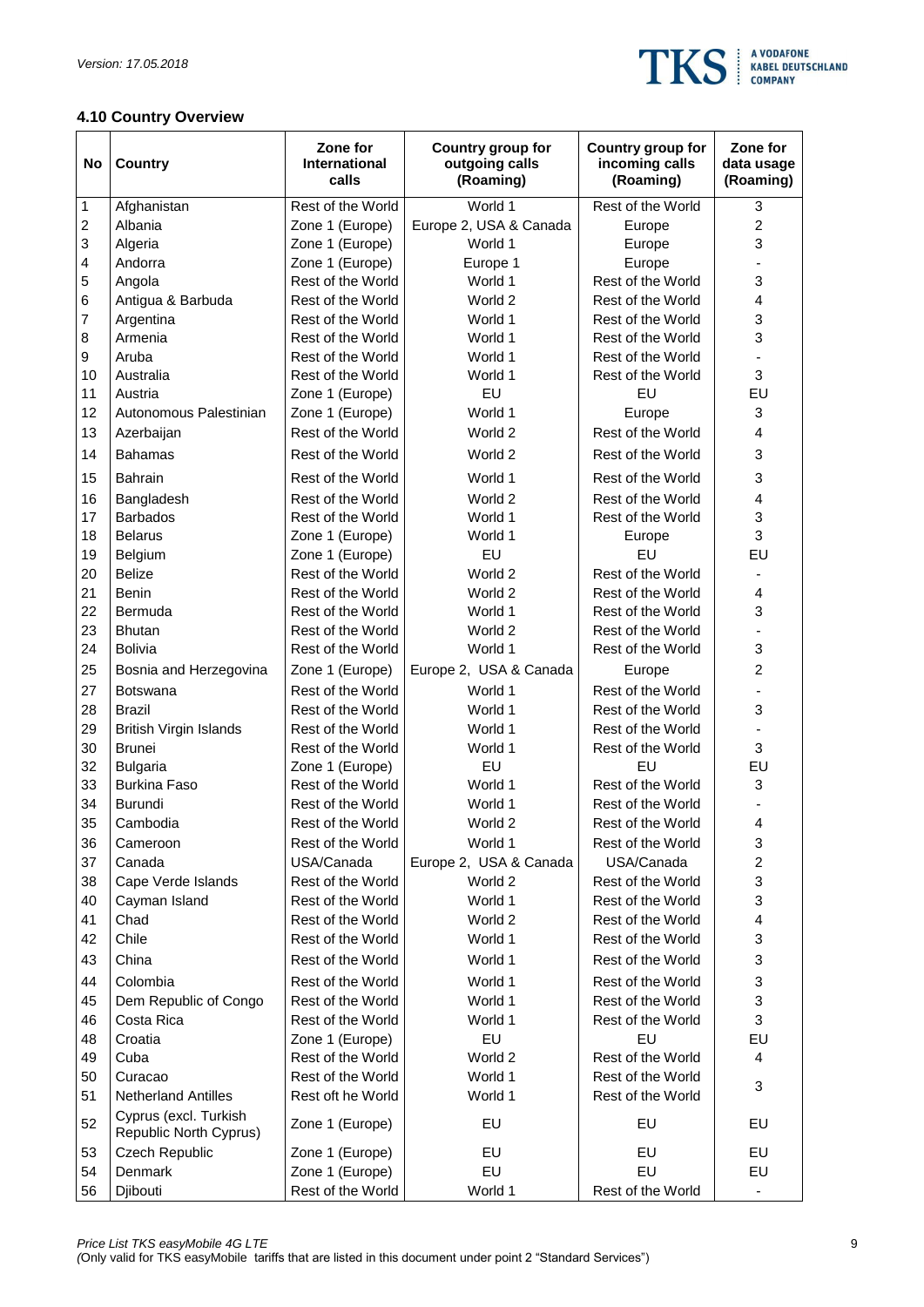## 4.10 Country Overview

| No | Country | Zone for International calls | Country group for outgoing calls (Roaming) | Country group for incoming calls (Roaming) | Zone for data usage (Roaming) |
|---|---|---|---|---|---|
| 1 | Afghanistan | Rest of the World | World 1 | Rest of the World | 3 |
| 2 | Albania | Zone 1 (Europe) | Europe 2, USA & Canada | Europe | 2 |
| 3 | Algeria | Zone 1 (Europe) | World 1 | Europe | 3 |
| 4 | Andorra | Zone 1 (Europe) | Europe 1 | Europe | - |
| 5 | Angola | Rest of the World | World 1 | Rest of the World | 3 |
| 6 | Antigua & Barbuda | Rest of the World | World 2 | Rest of the World | 4 |
| 7 | Argentina | Rest of the World | World 1 | Rest of the World | 3 |
| 8 | Armenia | Rest of the World | World 1 | Rest of the World | 3 |
| 9 | Aruba | Rest of the World | World 1 | Rest of the World | - |
| 10 | Australia | Rest of the World | World 1 | Rest of the World | 3 |
| 11 | Austria | Zone 1 (Europe) | EU | EU | EU |
| 12 | Autonomous Palestinian | Zone 1 (Europe) | World 1 | Europe | 3 |
| 13 | Azerbaijan | Rest of the World | World 2 | Rest of the World | 4 |
| 14 | Bahamas | Rest of the World | World 2 | Rest of the World | 3 |
| 15 | Bahrain | Rest of the World | World 1 | Rest of the World | 3 |
| 16 | Bangladesh | Rest of the World | World 2 | Rest of the World | 4 |
| 17 | Barbados | Rest of the World | World 1 | Rest of the World | 3 |
| 18 | Belarus | Zone 1 (Europe) | World 1 | Europe | 3 |
| 19 | Belgium | Zone 1 (Europe) | EU | EU | EU |
| 20 | Belize | Rest of the World | World 2 | Rest of the World | - |
| 21 | Benin | Rest of the World | World 2 | Rest of the World | 4 |
| 22 | Bermuda | Rest of the World | World 1 | Rest of the World | 3 |
| 23 | Bhutan | Rest of the World | World 2 | Rest of the World | - |
| 24 | Bolivia | Rest of the World | World 1 | Rest of the World | 3 |
| 25 | Bosnia and Herzegovina | Zone 1 (Europe) | Europe 2, USA & Canada | Europe | 2 |
| 27 | Botswana | Rest of the World | World 1 | Rest of the World | - |
| 28 | Brazil | Rest of the World | World 1 | Rest of the World | 3 |
| 29 | British Virgin Islands | Rest of the World | World 1 | Rest of the World | - |
| 30 | Brunei | Rest of the World | World 1 | Rest of the World | 3 |
| 32 | Bulgaria | Zone 1 (Europe) | EU | EU | EU |
| 33 | Burkina Faso | Rest of the World | World 1 | Rest of the World | 3 |
| 34 | Burundi | Rest of the World | World 1 | Rest of the World | - |
| 35 | Cambodia | Rest of the World | World 2 | Rest of the World | 4 |
| 36 | Cameroon | Rest of the World | World 1 | Rest of the World | 3 |
| 37 | Canada | USA/Canada | Europe 2, USA & Canada | USA/Canada | 2 |
| 38 | Cape Verde Islands | Rest of the World | World 2 | Rest of the World | 3 |
| 40 | Cayman Island | Rest of the World | World 1 | Rest of the World | 3 |
| 41 | Chad | Rest of the World | World 2 | Rest of the World | 4 |
| 42 | Chile | Rest of the World | World 1 | Rest of the World | 3 |
| 43 | China | Rest of the World | World 1 | Rest of the World | 3 |
| 44 | Colombia | Rest of the World | World 1 | Rest of the World | 3 |
| 45 | Dem Republic of Congo | Rest of the World | World 1 | Rest of the World | 3 |
| 46 | Costa Rica | Rest of the World | World 1 | Rest of the World | 3 |
| 48 | Croatia | Zone 1 (Europe) | EU | EU | EU |
| 49 | Cuba | Rest of the World | World 2 | Rest of the World | 4 |
| 50 | Curacao | Rest of the World | World 1 | Rest of the World | 3 |
| 51 | Netherland Antilles | Rest oft he World | World 1 | Rest of the World | 3 |
| 52 | Cyprus (excl. Turkish Republic North Cyprus) | Zone 1 (Europe) | EU | EU | EU |
| 53 | Czech Republic | Zone 1 (Europe) | EU | EU | EU |
| 54 | Denmark | Zone 1 (Europe) | EU | EU | EU |
| 56 | Djibouti | Rest of the World | World 1 | Rest of the World | - |

*Price List TKS easyMobile 4G LTE*
*(Only valid for TKS easyMobile tariffs that are listed in this document under point 2 "Standard Services")*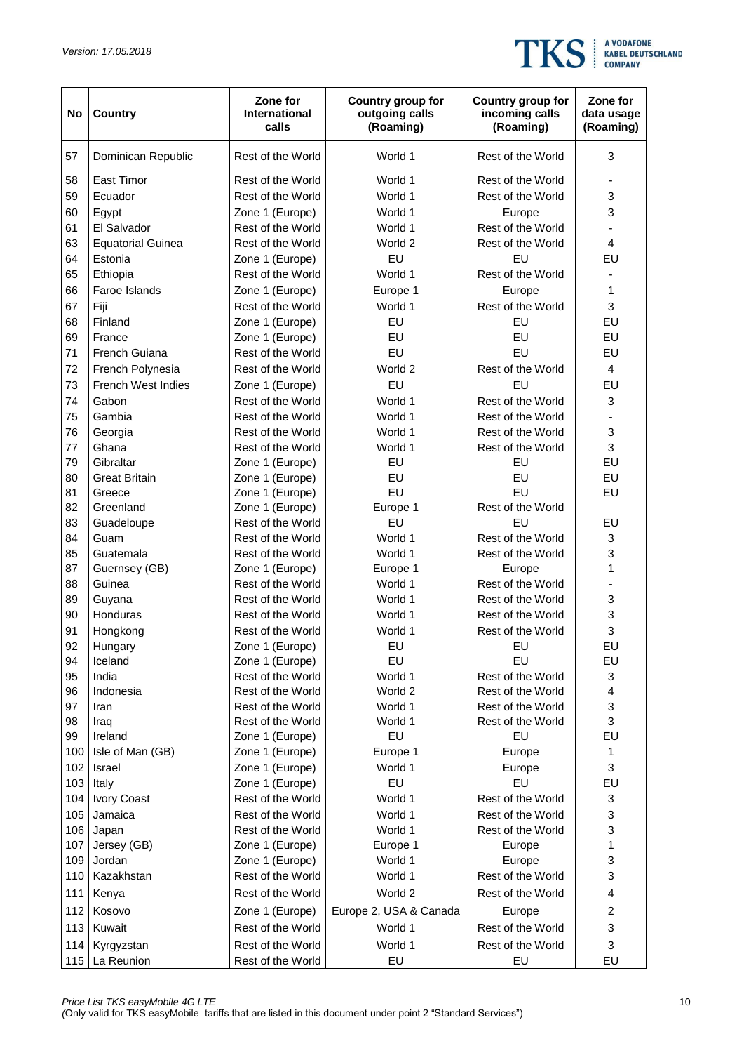| No | Country | Zone for International calls | Country group for outgoing calls (Roaming) | Country group for incoming calls (Roaming) | Zone for data usage (Roaming) |
|---|---|---|---|---|---|
| 57 | Dominican Republic | Rest of the World | World 1 | Rest of the World | 3 |
| 58 | East Timor | Rest of the World | World 1 | Rest of the World | - |
| 59 | Ecuador | Rest of the World | World 1 | Rest of the World | 3 |
| 60 | Egypt | Zone 1 (Europe) | World 1 | Europe | 3 |
| 61 | El Salvador | Rest of the World | World 1 | Rest of the World | - |
| 63 | Equatorial Guinea | Rest of the World | World 2 | Rest of the World | 4 |
| 64 | Estonia | Zone 1 (Europe) | EU | EU | EU |
| 65 | Ethiopia | Rest of the World | World 1 | Rest of the World | - |
| 66 | Faroe Islands | Zone 1 (Europe) | Europe 1 | Europe | 1 |
| 67 | Fiji | Rest of the World | World 1 | Rest of the World | 3 |
| 68 | Finland | Zone 1 (Europe) | EU | EU | EU |
| 69 | France | Zone 1 (Europe) | EU | EU | EU |
| 71 | French Guiana | Rest of the World | EU | EU | EU |
| 72 | French Polynesia | Rest of the World | World 2 | Rest of the World | 4 |
| 73 | French West Indies | Zone 1 (Europe) | EU | EU | EU |
| 74 | Gabon | Rest of the World | World 1 | Rest of the World | 3 |
| 75 | Gambia | Rest of the World | World 1 | Rest of the World | - |
| 76 | Georgia | Rest of the World | World 1 | Rest of the World | 3 |
| 77 | Ghana | Rest of the World | World 1 | Rest of the World | 3 |
| 79 | Gibraltar | Zone 1 (Europe) | EU | EU | EU |
| 80 | Great Britain | Zone 1 (Europe) | EU | EU | EU |
| 81 | Greece | Zone 1 (Europe) | EU | EU | EU |
| 82 | Greenland | Zone 1 (Europe) | Europe 1 | Rest of the World | |
| 83 | Guadeloupe | Rest of the World | EU | EU | EU |
| 84 | Guam | Rest of the World | World 1 | Rest of the World | 3 |
| 85 | Guatemala | Rest of the World | World 1 | Rest of the World | 3 |
| 87 | Guernsey (GB) | Zone 1 (Europe) | Europe 1 | Europe | 1 |
| 88 | Guinea | Rest of the World | World 1 | Rest of the World | - |
| 89 | Guyana | Rest of the World | World 1 | Rest of the World | 3 |
| 90 | Honduras | Rest of the World | World 1 | Rest of the World | 3 |
| 91 | Hongkong | Rest of the World | World 1 | Rest of the World | 3 |
| 92 | Hungary | Zone 1 (Europe) | EU | EU | EU |
| 94 | Iceland | Zone 1 (Europe) | EU | EU | EU |
| 95 | India | Rest of the World | World 1 | Rest of the World | 3 |
| 96 | Indonesia | Rest of the World | World 2 | Rest of the World | 4 |
| 97 | Iran | Rest of the World | World 1 | Rest of the World | 3 |
| 98 | Iraq | Rest of the World | World 1 | Rest of the World | 3 |
| 99 | Ireland | Zone 1 (Europe) | EU | EU | EU |
| 100 | Isle of Man (GB) | Zone 1 (Europe) | Europe 1 | Europe | 1 |
| 102 | Israel | Zone 1 (Europe) | World 1 | Europe | 3 |
| 103 | Italy | Zone 1 (Europe) | EU | EU | EU |
| 104 | Ivory Coast | Rest of the World | World 1 | Rest of the World | 3 |
| 105 | Jamaica | Rest of the World | World 1 | Rest of the World | 3 |
| 106 | Japan | Rest of the World | World 1 | Rest of the World | 3 |
| 107 | Jersey (GB) | Zone 1 (Europe) | Europe 1 | Europe | 1 |
| 109 | Jordan | Zone 1 (Europe) | World 1 | Europe | 3 |
| 110 | Kazakhstan | Rest of the World | World 1 | Rest of the World | 3 |
| 111 | Kenya | Rest of the World | World 2 | Rest of the World | 4 |
| 112 | Kosovo | Zone 1 (Europe) | Europe 2, USA & Canada | Europe | 2 |
| 113 | Kuwait | Rest of the World | World 1 | Rest of the World | 3 |
| 114 | Kyrgyzstan | Rest of the World | World 1 | Rest of the World | 3 |
| 115 | La Reunion | Rest of the World | EU | EU | EU |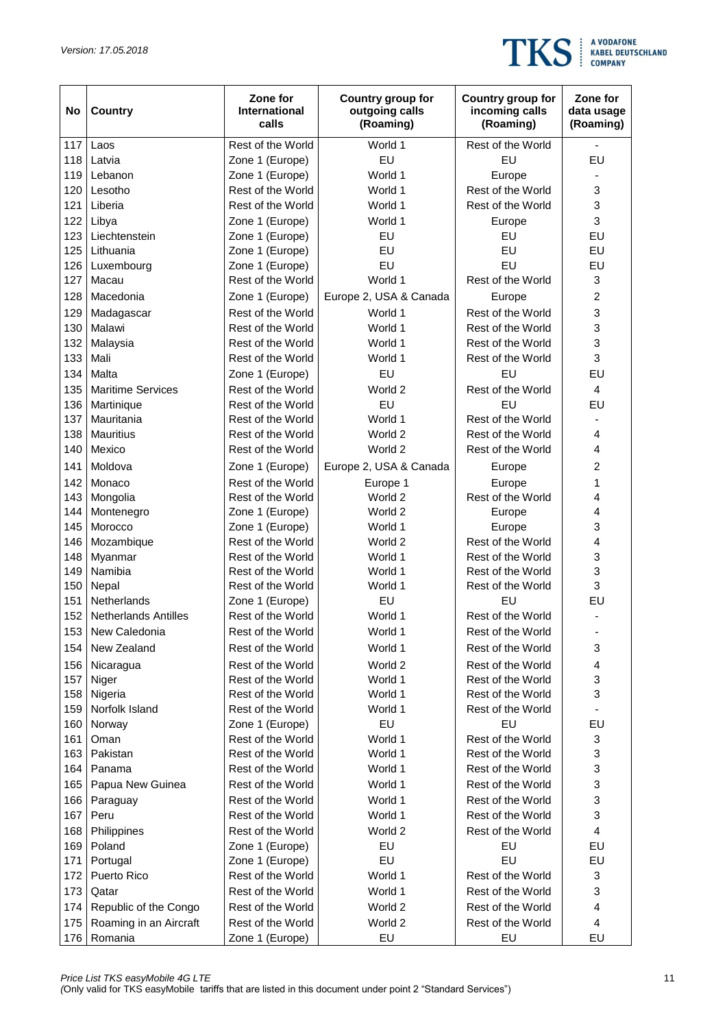| No | Country | Zone for International calls | Country group for outgoing calls (Roaming) | Country group for incoming calls (Roaming) | Zone for data usage (Roaming) |
|---|---|---|---|---|---|
| 117 | Laos | Rest of the World | World 1 | Rest of the World | - |
| 118 | Latvia | Zone 1 (Europe) | EU | EU | EU |
| 119 | Lebanon | Zone 1 (Europe) | World 1 | Europe | - |
| 120 | Lesotho | Rest of the World | World 1 | Rest of the World | 3 |
| 121 | Liberia | Rest of the World | World 1 | Rest of the World | 3 |
| 122 | Libya | Zone 1 (Europe) | World 1 | Europe | 3 |
| 123 | Liechtenstein | Zone 1 (Europe) | EU | EU | EU |
| 125 | Lithuania | Zone 1 (Europe) | EU | EU | EU |
| 126 | Luxembourg | Zone 1 (Europe) | EU | EU | EU |
| 127 | Macau | Rest of the World | World 1 | Rest of the World | 3 |
| 128 | Macedonia | Zone 1 (Europe) | Europe 2, USA & Canada | Europe | 2 |
| 129 | Madagascar | Rest of the World | World 1 | Rest of the World | 3 |
| 130 | Malawi | Rest of the World | World 1 | Rest of the World | 3 |
| 132 | Malaysia | Rest of the World | World 1 | Rest of the World | 3 |
| 133 | Mali | Rest of the World | World 1 | Rest of the World | 3 |
| 134 | Malta | Zone 1 (Europe) | EU | EU | EU |
| 135 | Maritime Services | Rest of the World | World 2 | Rest of the World | 4 |
| 136 | Martinique | Rest of the World | EU | EU | EU |
| 137 | Mauritania | Rest of the World | World 1 | Rest of the World | - |
| 138 | Mauritius | Rest of the World | World 2 | Rest of the World | 4 |
| 140 | Mexico | Rest of the World | World 2 | Rest of the World | 4 |
| 141 | Moldova | Zone 1 (Europe) | Europe 2, USA & Canada | Europe | 2 |
| 142 | Monaco | Rest of the World | Europe 1 | Europe | 1 |
| 143 | Mongolia | Rest of the World | World 2 | Rest of the World | 4 |
| 144 | Montenegro | Zone 1 (Europe) | World 2 | Europe | 4 |
| 145 | Morocco | Zone 1 (Europe) | World 1 | Europe | 3 |
| 146 | Mozambique | Rest of the World | World 2 | Rest of the World | 4 |
| 148 | Myanmar | Rest of the World | World 1 | Rest of the World | 3 |
| 149 | Namibia | Rest of the World | World 1 | Rest of the World | 3 |
| 150 | Nepal | Rest of the World | World 1 | Rest of the World | 3 |
| 151 | Netherlands | Zone 1 (Europe) | EU | EU | EU |
| 152 | Netherlands Antilles | Rest of the World | World 1 | Rest of the World | - |
| 153 | New Caledonia | Rest of the World | World 1 | Rest of the World | - |
| 154 | New Zealand | Rest of the World | World 1 | Rest of the World | 3 |
| 156 | Nicaragua | Rest of the World | World 2 | Rest of the World | 4 |
| 157 | Niger | Rest of the World | World 1 | Rest of the World | 3 |
| 158 | Nigeria | Rest of the World | World 1 | Rest of the World | 3 |
| 159 | Norfolk Island | Rest of the World | World 1 | Rest of the World | - |
| 160 | Norway | Zone 1 (Europe) | EU | EU | EU |
| 161 | Oman | Rest of the World | World 1 | Rest of the World | 3 |
| 163 | Pakistan | Rest of the World | World 1 | Rest of the World | 3 |
| 164 | Panama | Rest of the World | World 1 | Rest of the World | 3 |
| 165 | Papua New Guinea | Rest of the World | World 1 | Rest of the World | 3 |
| 166 | Paraguay | Rest of the World | World 1 | Rest of the World | 3 |
| 167 | Peru | Rest of the World | World 1 | Rest of the World | 3 |
| 168 | Philippines | Rest of the World | World 2 | Rest of the World | 4 |
| 169 | Poland | Zone 1 (Europe) | EU | EU | EU |
| 171 | Portugal | Zone 1 (Europe) | EU | EU | EU |
| 172 | Puerto Rico | Rest of the World | World 1 | Rest of the World | 3 |
| 173 | Qatar | Rest of the World | World 1 | Rest of the World | 3 |
| 174 | Republic of the Congo | Rest of the World | World 2 | Rest of the World | 4 |
| 175 | Roaming in an Aircraft | Rest of the World | World 2 | Rest of the World | 4 |
| 176 | Romania | Zone 1 (Europe) | EU | EU | EU |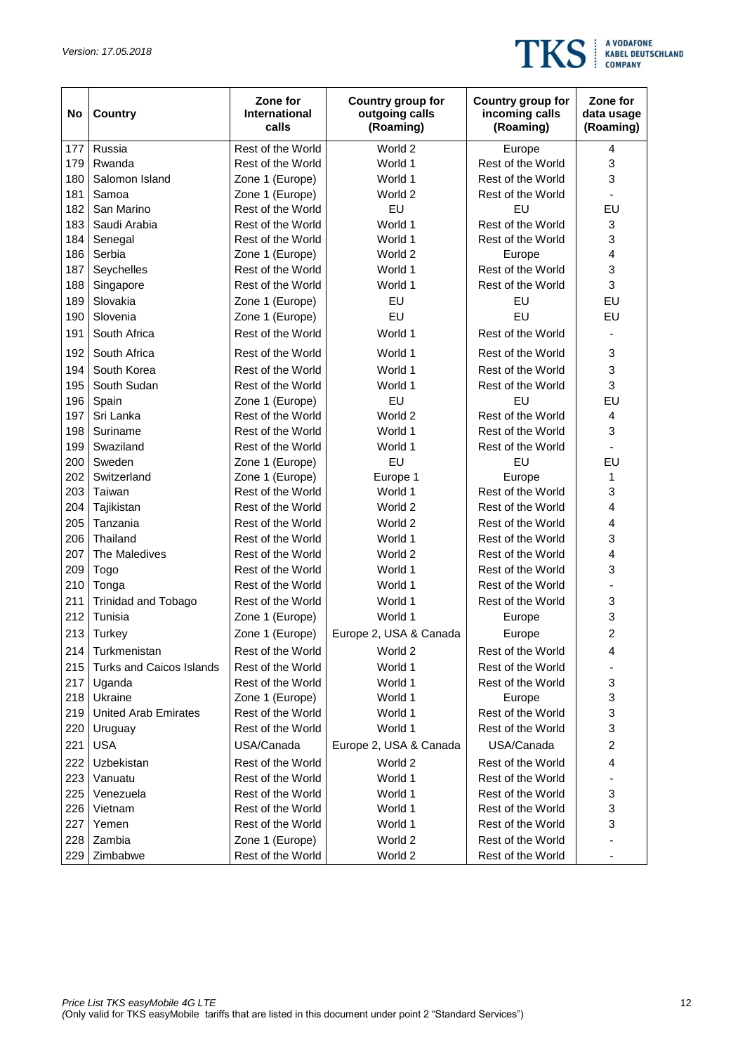Version: 17.05.2018

| No | Country | Zone for International calls | Country group for outgoing calls (Roaming) | Country group for incoming calls (Roaming) | Zone for data usage (Roaming) |
|---|---|---|---|---|---|
| 177 | Russia | Rest of the World | World 2 | Europe | 4 |
| 179 | Rwanda | Rest of the World | World 1 | Rest of the World | 3 |
| 180 | Salomon Island | Zone 1 (Europe) | World 1 | Rest of the World | 3 |
| 181 | Samoa | Zone 1 (Europe) | World 2 | Rest of the World | - |
| 182 | San Marino | Rest of the World | EU | EU | EU |
| 183 | Saudi Arabia | Rest of the World | World 1 | Rest of the World | 3 |
| 184 | Senegal | Rest of the World | World 1 | Rest of the World | 3 |
| 186 | Serbia | Zone 1 (Europe) | World 2 | Europe | 4 |
| 187 | Seychelles | Rest of the World | World 1 | Rest of the World | 3 |
| 188 | Singapore | Rest of the World | World 1 | Rest of the World | 3 |
| 189 | Slovakia | Zone 1 (Europe) | EU | EU | EU |
| 190 | Slovenia | Zone 1 (Europe) | EU | EU | EU |
| 191 | South Africa | Rest of the World | World 1 | Rest of the World | - |
| 192 | South Africa | Rest of the World | World 1 | Rest of the World | 3 |
| 194 | South Korea | Rest of the World | World 1 | Rest of the World | 3 |
| 195 | South Sudan | Rest of the World | World 1 | Rest of the World | 3 |
| 196 | Spain | Zone 1 (Europe) | EU | EU | EU |
| 197 | Sri Lanka | Rest of the World | World 2 | Rest of the World | 4 |
| 198 | Suriname | Rest of the World | World 1 | Rest of the World | 3 |
| 199 | Swaziland | Rest of the World | World 1 | Rest of the World | - |
| 200 | Sweden | Zone 1 (Europe) | EU | EU | EU |
| 202 | Switzerland | Zone 1 (Europe) | Europe 1 | Europe | 1 |
| 203 | Taiwan | Rest of the World | World 1 | Rest of the World | 3 |
| 204 | Tajikistan | Rest of the World | World 2 | Rest of the World | 4 |
| 205 | Tanzania | Rest of the World | World 2 | Rest of the World | 4 |
| 206 | Thailand | Rest of the World | World 1 | Rest of the World | 3 |
| 207 | The Maledives | Rest of the World | World 2 | Rest of the World | 4 |
| 209 | Togo | Rest of the World | World 1 | Rest of the World | 3 |
| 210 | Tonga | Rest of the World | World 1 | Rest of the World | - |
| 211 | Trinidad and Tobago | Rest of the World | World 1 | Rest of the World | 3 |
| 212 | Tunisia | Zone 1 (Europe) | World 1 | Europe | 3 |
| 213 | Turkey | Zone 1 (Europe) | Europe 2, USA & Canada | Europe | 2 |
| 214 | Turkmenistan | Rest of the World | World 2 | Rest of the World | 4 |
| 215 | Turks and Caicos Islands | Rest of the World | World 1 | Rest of the World | - |
| 217 | Uganda | Rest of the World | World 1 | Rest of the World | 3 |
| 218 | Ukraine | Zone 1 (Europe) | World 1 | Europe | 3 |
| 219 | United Arab Emirates | Rest of the World | World 1 | Rest of the World | 3 |
| 220 | Uruguay | Rest of the World | World 1 | Rest of the World | 3 |
| 221 | USA | USA/Canada | Europe 2, USA & Canada | USA/Canada | 2 |
| 222 | Uzbekistan | Rest of the World | World 2 | Rest of the World | 4 |
| 223 | Vanuatu | Rest of the World | World 1 | Rest of the World | - |
| 225 | Venezuela | Rest of the World | World 1 | Rest of the World | 3 |
| 226 | Vietnam | Rest of the World | World 1 | Rest of the World | 3 |
| 227 | Yemen | Rest of the World | World 1 | Rest of the World | 3 |
| 228 | Zambia | Zone 1 (Europe) | World 2 | Rest of the World | - |
| 229 | Zimbabwe | Rest of the World | World 2 | Rest of the World | - |

*Price List TKS easyMobile 4G LTE*
*(Only valid for TKS easyMobile tariffs that are listed in this document under point 2 "Standard Services")*